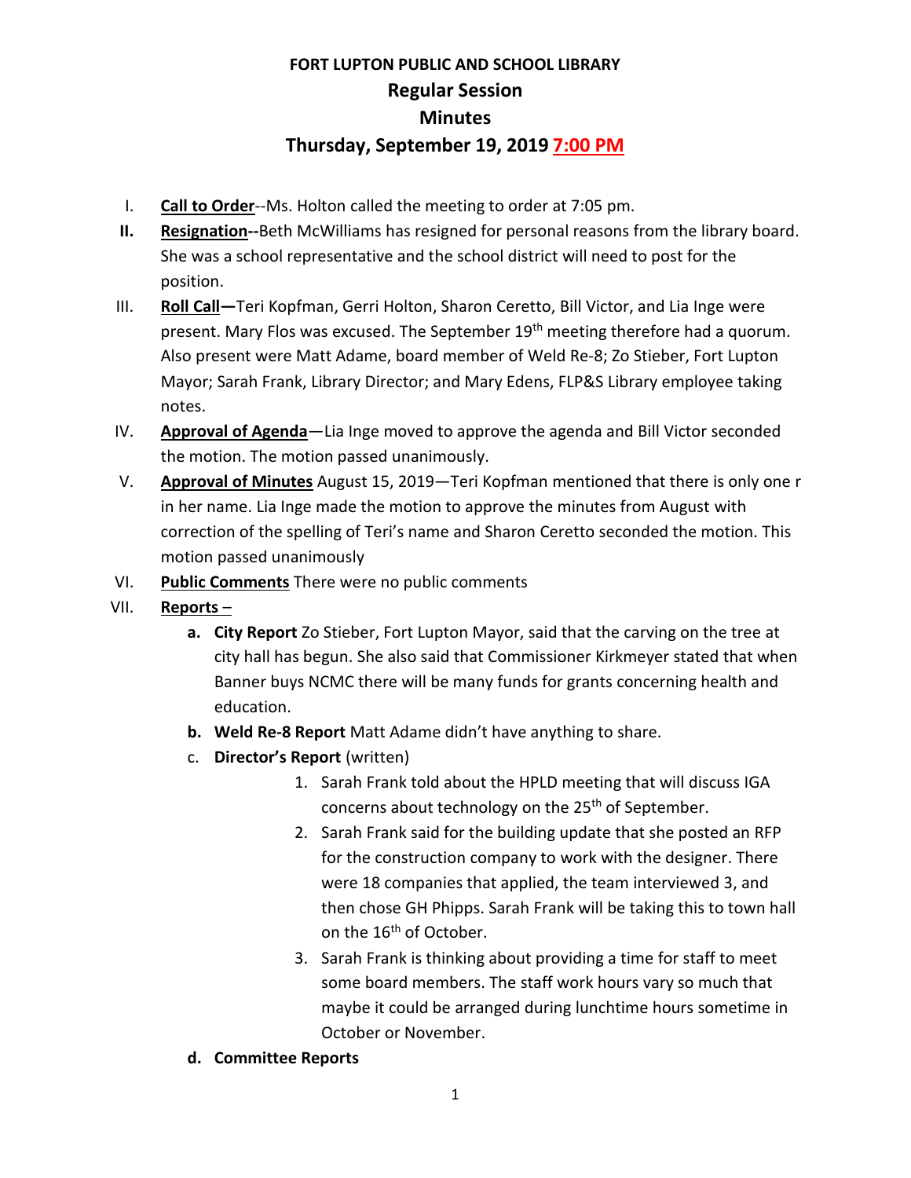# FORT LUPTON PUBLIC AND SCHOOL LIBRARY

## Regular Session

## Minutes

## Thursday, September 19, 2019 7:00 PM

I. **Call to Order**--Ms. Holton called the meeting to order at 7:05 pm.

**II.** **Resignation--**Beth McWilliams has resigned for personal reasons from the library board. She was a school representative and the school district will need to post for the position.

III. **Roll Call—**Teri Kopfman, Gerri Holton, Sharon Ceretto, Bill Victor, and Lia Inge were present. Mary Flos was excused. The September 19th meeting therefore had a quorum. Also present were Matt Adame, board member of Weld Re-8; Zo Stieber, Fort Lupton Mayor; Sarah Frank, Library Director; and Mary Edens, FLP&S Library employee taking notes.

IV. **Approval of Agenda**—Lia Inge moved to approve the agenda and Bill Victor seconded the motion. The motion passed unanimously.

V. **Approval of Minutes** August 15, 2019—Teri Kopfman mentioned that there is only one r in her name. Lia Inge made the motion to approve the minutes from August with correction of the spelling of Teri's name and Sharon Ceretto seconded the motion. This motion passed unanimously

VI. **Public Comments** There were no public comments

VII. **Reports** –

- **a. City Report** Zo Stieber, Fort Lupton Mayor, said that the carving on the tree at city hall has begun. She also said that Commissioner Kirkmeyer stated that when Banner buys NCMC there will be many funds for grants concerning health and education.
- **b. Weld Re-8 Report** Matt Adame didn't have anything to share.
- c. **Director's Report** (written)
  1. Sarah Frank told about the HPLD meeting that will discuss IGA concerns about technology on the 25th of September.
  2. Sarah Frank said for the building update that she posted an RFP for the construction company to work with the designer. There were 18 companies that applied, the team interviewed 3, and then chose GH Phipps. Sarah Frank will be taking this to town hall on the 16th of October.
  3. Sarah Frank is thinking about providing a time for staff to meet some board members. The staff work hours vary so much that maybe it could be arranged during lunchtime hours sometime in October or November.
- **d. Committee Reports**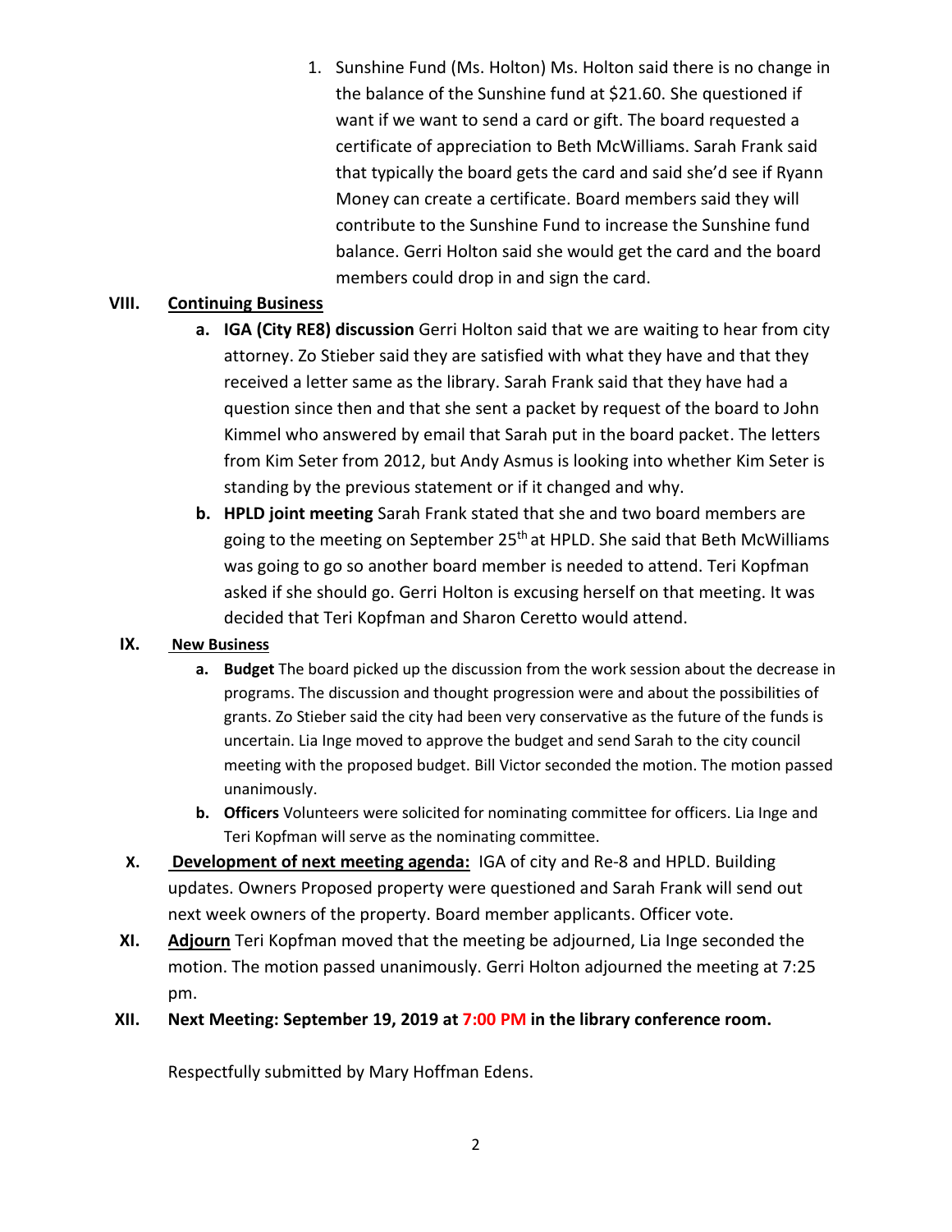1. Sunshine Fund (Ms. Holton) Ms. Holton said there is no change in the balance of the Sunshine fund at $21.60. She questioned if want if we want to send a card or gift. The board requested a certificate of appreciation to Beth McWilliams. Sarah Frank said that typically the board gets the card and said she'd see if Ryann Money can create a certificate. Board members said they will contribute to the Sunshine Fund to increase the Sunshine fund balance. Gerri Holton said she would get the card and the board members could drop in and sign the card.

**VIII. Continuing Business**

a. **IGA (City RE8) discussion** Gerri Holton said that we are waiting to hear from city attorney. Zo Stieber said they are satisfied with what they have and that they received a letter same as the library. Sarah Frank said that they have had a question since then and that she sent a packet by request of the board to John Kimmel who answered by email that Sarah put in the board packet. The letters from Kim Seter from 2012, but Andy Asmus is looking into whether Kim Seter is standing by the previous statement or if it changed and why.

b. **HPLD joint meeting** Sarah Frank stated that she and two board members are going to the meeting on September 25th at HPLD. She said that Beth McWilliams was going to go so another board member is needed to attend. Teri Kopfman asked if she should go. Gerri Holton is excusing herself on that meeting. It was decided that Teri Kopfman and Sharon Ceretto would attend.

**IX. New Business**

a. **Budget** The board picked up the discussion from the work session about the decrease in programs. The discussion and thought progression were and about the possibilities of grants. Zo Stieber said the city had been very conservative as the future of the funds is uncertain. Lia Inge moved to approve the budget and send Sarah to the city council meeting with the proposed budget. Bill Victor seconded the motion. The motion passed unanimously.

b. **Officers** Volunteers were solicited for nominating committee for officers. Lia Inge and Teri Kopfman will serve as the nominating committee.

**X. Development of next meeting agenda:** IGA of city and Re-8 and HPLD. Building updates. Owners Proposed property were questioned and Sarah Frank will send out next week owners of the property. Board member applicants. Officer vote.

**XI. Adjourn** Teri Kopfman moved that the meeting be adjourned, Lia Inge seconded the motion. The motion passed unanimously. Gerri Holton adjourned the meeting at 7:25 pm.

**XII. Next Meeting: September 19, 2019 at 7:00 PM in the library conference room.**

Respectfully submitted by Mary Hoffman Edens.